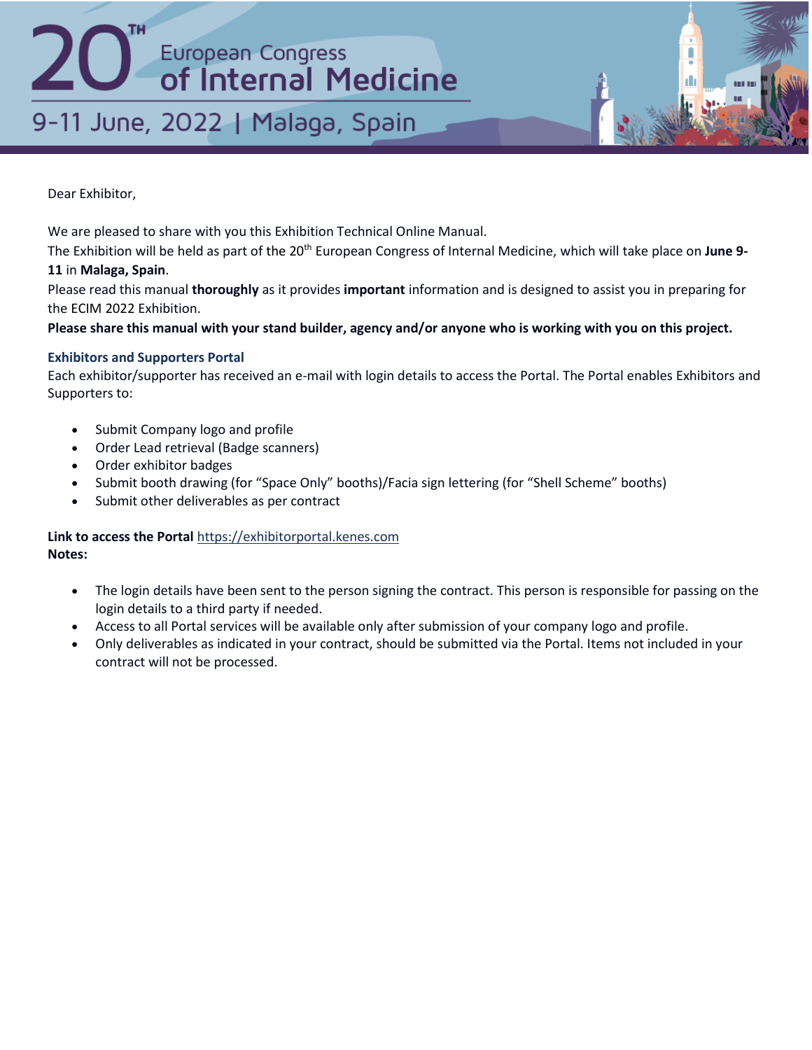# 20[TH] European Congress of Internal Medicine

## 9-11 June, 2022 | Malaga, Spain

Dear Exhibitor,

We are pleased to share with you this Exhibition Technical Online Manual.
The Exhibition will be held as part of the 20th European Congress of Internal Medicine, which will take place on **June 9-11** in **Malaga, Spain**.
Please read this manual **thoroughly** as it provides **important** information and is designed to assist you in preparing for the ECIM 2022 Exhibition.
**Please share this manual with your stand builder, agency and/or anyone who is working with you on this project.**

### Exhibitors and Supporters Portal

Each exhibitor/supporter has received an e-mail with login details to access the Portal. The Portal enables Exhibitors and Supporters to:

- Submit Company logo and profile
- Order Lead retrieval (Badge scanners)
- Order exhibitor badges
- Submit booth drawing (for "Space Only" booths)/Facia sign lettering (for "Shell Scheme" booths)
- Submit other deliverables as per contract

**Link to access the Portal** https://exhibitorportal.kenes.com
**Notes:**

- The login details have been sent to the person signing the contract. This person is responsible for passing on the login details to a third party if needed.
- Access to all Portal services will be available only after submission of your company logo and profile.
- Only deliverables as indicated in your contract, should be submitted via the Portal. Items not included in your contract will not be processed.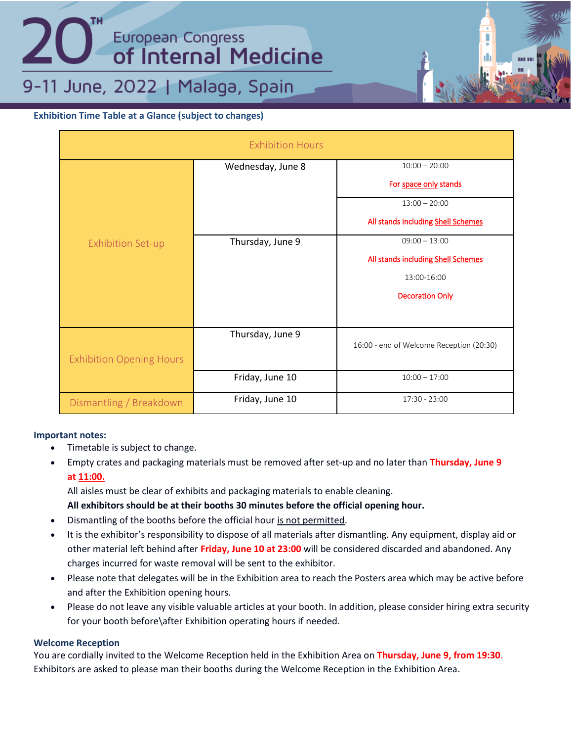# 20TH European Congress of Internal Medicine

9-11 June, 2022 | Malaga, Spain

**Exhibition Time Table at a Glance (subject to changes)**

| Exhibition Hours | | |
|---|---|---|
| Exhibition Set-up | Wednesday, June 8 | 10:00 – 20:00<br>For space only stands |
| | | 13:00 – 20:00<br>All stands including Shell Schemes |
| | Thursday, June 9 | 09:00 – 13:00<br>All stands including Shell Schemes<br>13:00-16:00<br>Decoration Only |
| Exhibition Opening Hours | Thursday, June 9 | 16:00 - end of Welcome Reception (20:30) |
| | Friday, June 10 | 10:00 – 17:00 |
| Dismantling / Breakdown | Friday, June 10 | 17:30 - 23:00 |

**Important notes:**

- Timetable is subject to change.
- Empty crates and packaging materials must be removed after set-up and no later than **Thursday, June 9 at 11:00.**
  All aisles must be clear of exhibits and packaging materials to enable cleaning.
  **All exhibitors should be at their booths 30 minutes before the official opening hour.**
- Dismantling of the booths before the official hour is not permitted.
- It is the exhibitor's responsibility to dispose of all materials after dismantling. Any equipment, display aid or other material left behind after **Friday, June 10 at 23:00** will be considered discarded and abandoned. Any charges incurred for waste removal will be sent to the exhibitor.
- Please note that delegates will be in the Exhibition area to reach the Posters area which may be active before and after the Exhibition opening hours.
- Please do not leave any visible valuable articles at your booth. In addition, please consider hiring extra security for your booth before\after Exhibition operating hours if needed.

**Welcome Reception**

You are cordially invited to the Welcome Reception held in the Exhibition Area on **Thursday, June 9, from 19:30**. Exhibitors are asked to please man their booths during the Welcome Reception in the Exhibition Area.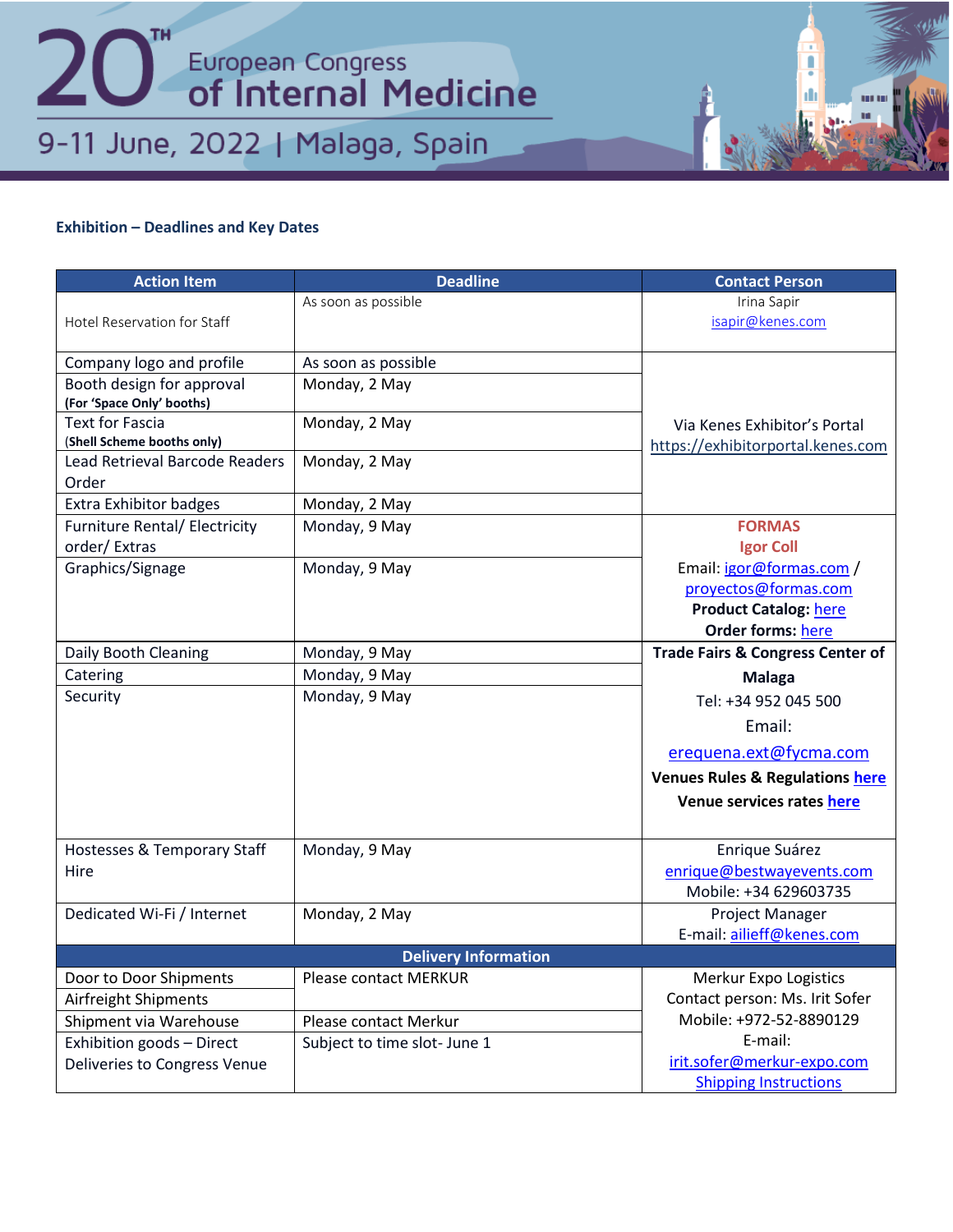# 20TH European Congress of Internal Medicine

9-11 June, 2022 | Malaga, Spain

### Exhibition – Deadlines and Key Dates

| Action Item | Deadline | Contact Person |
|---|---|---|
| Hotel Reservation for Staff | As soon as possible | Irina Sapir isapir@kenes.com |
| Company logo and profile | As soon as possible | Via Kenes Exhibitor's Portal https://exhibitorportal.kenes.com |
| Booth design for approval **(For 'Space Only' booths)** | Monday, 2 May | |
| Text for Fascia (**Shell Scheme booths only)** | Monday, 2 May | |
| Lead Retrieval Barcode Readers Order | Monday, 2 May | |
| Extra Exhibitor badges | Monday, 2 May | |
| Furniture Rental/ Electricity order/ Extras | Monday, 9 May | **FORMAS** **Igor Coll** Email: igor@formas.com / proyectos@formas.com **Product Catalog:** here **Order forms:** here |
| Graphics/Signage | Monday, 9 May | |
| Daily Booth Cleaning | Monday, 9 May | **Trade Fairs & Congress Center of Malaga** Tel: +34 952 045 500 Email: erequena.ext@fycma.com **Venues Rules & Regulations here** **Venue services rates here** |
| Catering | Monday, 9 May | |
| Security | Monday, 9 May | |
| Hostesses & Temporary Staff Hire | Monday, 9 May | Enrique Suárez enrique@bestwayevents.com Mobile: +34 629603735 |
| Dedicated Wi-Fi / Internet | Monday, 2 May | Project Manager E-mail: ailieff@kenes.com |
| **Delivery Information** | | |
| Door to Door Shipments | Please contact MERKUR | Merkur Expo Logistics Contact person: Ms. Irit Sofer Mobile: +972-52-8890129 E-mail: irit.sofer@merkur-expo.com Shipping Instructions |
| Airfreight Shipments | | |
| Shipment via Warehouse | Please contact Merkur | |
| Exhibition goods – Direct Deliveries to Congress Venue | Subject to time slot- June 1 | |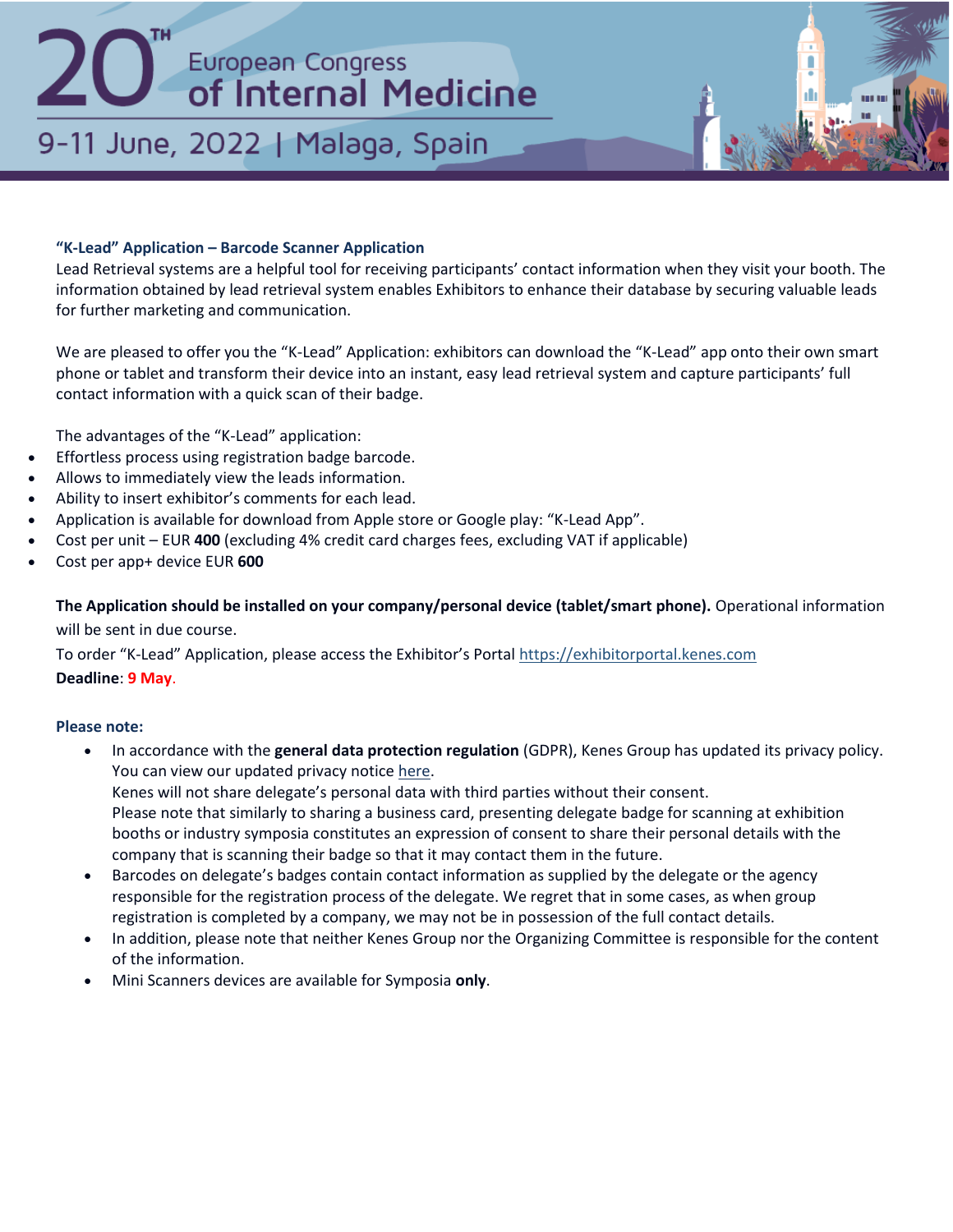### "K-Lead" Application – Barcode Scanner Application

Lead Retrieval systems are a helpful tool for receiving participants' contact information when they visit your booth. The information obtained by lead retrieval system enables Exhibitors to enhance their database by securing valuable leads for further marketing and communication.

We are pleased to offer you the "K-Lead" Application: exhibitors can download the "K-Lead" app onto their own smart phone or tablet and transform their device into an instant, easy lead retrieval system and capture participants' full contact information with a quick scan of their badge.

The advantages of the "K-Lead" application:

- Effortless process using registration badge barcode.
- Allows to immediately view the leads information.
- Ability to insert exhibitor's comments for each lead.
- Application is available for download from Apple store or Google play: "K-Lead App".
- Cost per unit – EUR **400** (excluding 4% credit card charges fees, excluding VAT if applicable)
- Cost per app+ device EUR **600**

**The Application should be installed on your company/personal device (tablet/smart phone).** Operational information will be sent in due course.

To order "K-Lead" Application, please access the Exhibitor's Portal https://exhibitorportal.kenes.com

**Deadline**: **9 May**.

**Please note:**

- In accordance with the **general data protection regulation** (GDPR), Kenes Group has updated its privacy policy. You can view our updated privacy notice here.
  Kenes will not share delegate's personal data with third parties without their consent.
  Please note that similarly to sharing a business card, presenting delegate badge for scanning at exhibition booths or industry symposia constitutes an expression of consent to share their personal details with the company that is scanning their badge so that it may contact them in the future.
- Barcodes on delegate's badges contain contact information as supplied by the delegate or the agency responsible for the registration process of the delegate. We regret that in some cases, as when group registration is completed by a company, we may not be in possession of the full contact details.
- In addition, please note that neither Kenes Group nor the Organizing Committee is responsible for the content of the information.
- Mini Scanners devices are available for Symposia **only**.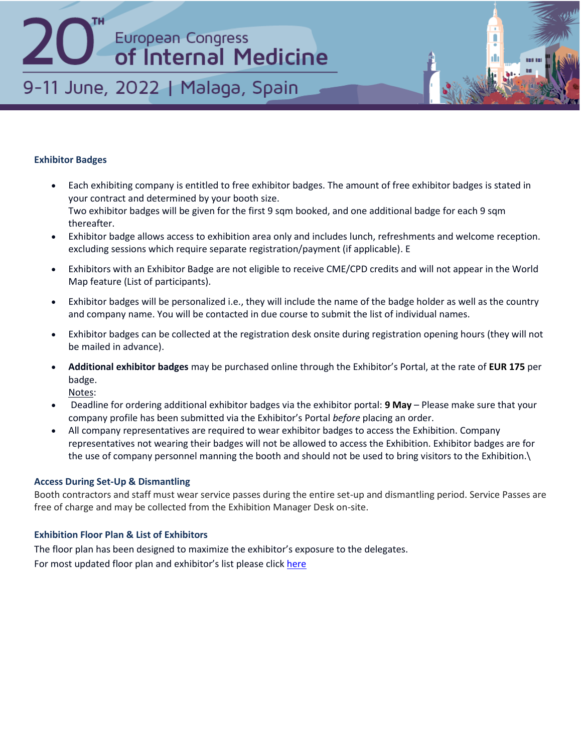### Exhibitor Badges

- Each exhibiting company is entitled to free exhibitor badges. The amount of free exhibitor badges is stated in your contract and determined by your booth size.
  Two exhibitor badges will be given for the first 9 sqm booked, and one additional badge for each 9 sqm thereafter.
- Exhibitor badge allows access to exhibition area only and includes lunch, refreshments and welcome reception. excluding sessions which require separate registration/payment (if applicable). E
- Exhibitors with an Exhibitor Badge are not eligible to receive CME/CPD credits and will not appear in the World Map feature (List of participants).
- Exhibitor badges will be personalized i.e., they will include the name of the badge holder as well as the country and company name. You will be contacted in due course to submit the list of individual names.
- Exhibitor badges can be collected at the registration desk onsite during registration opening hours (they will not be mailed in advance).
- **Additional exhibitor badges** may be purchased online through the Exhibitor's Portal, at the rate of **EUR 175** per badge.
  Notes:
- Deadline for ordering additional exhibitor badges via the exhibitor portal: **9 May** – Please make sure that your company profile has been submitted via the Exhibitor's Portal *before* placing an order.
- All company representatives are required to wear exhibitor badges to access the Exhibition. Company representatives not wearing their badges will not be allowed to access the Exhibition. Exhibitor badges are for the use of company personnel manning the booth and should not be used to bring visitors to the Exhibition.\

### Access During Set-Up & Dismantling

Booth contractors and staff must wear service passes during the entire set-up and dismantling period. Service Passes are free of charge and may be collected from the Exhibition Manager Desk on-site.

### Exhibition Floor Plan & List of Exhibitors

The floor plan has been designed to maximize the exhibitor's exposure to the delegates.

For most updated floor plan and exhibitor's list please click here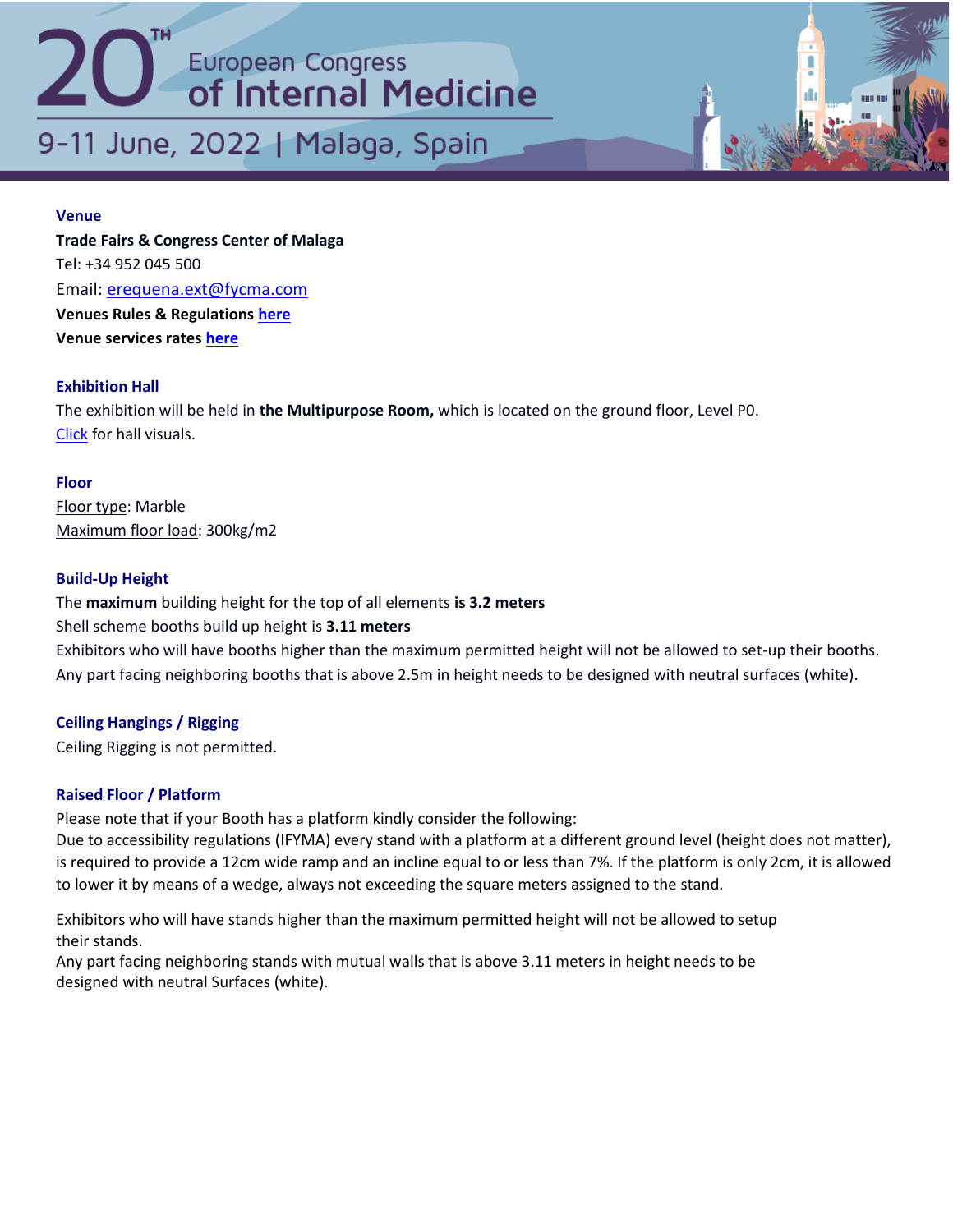### Venue

**Trade Fairs & Congress Center of Malaga**
Tel: +34 952 045 500
Email: erequena.ext@fycma.com
**Venues Rules & Regulations here**
**Venue services rates here**

### Exhibition Hall

The exhibition will be held in **the Multipurpose Room,** which is located on the ground floor, Level P0.
Click for hall visuals.

### Floor

Floor type: Marble
Maximum floor load: 300kg/m2

### Build-Up Height

The **maximum** building height for the top of all elements **is 3.2 meters**
Shell scheme booths build up height is **3.11 meters**
Exhibitors who will have booths higher than the maximum permitted height will not be allowed to set-up their booths.
Any part facing neighboring booths that is above 2.5m in height needs to be designed with neutral surfaces (white).

### Ceiling Hangings / Rigging

Ceiling Rigging is not permitted.

### Raised Floor / Platform

Please note that if your Booth has a platform kindly consider the following:
Due to accessibility regulations (IFYMA) every stand with a platform at a different ground level (height does not matter), is required to provide a 12cm wide ramp and an incline equal to or less than 7%. If the platform is only 2cm, it is allowed to lower it by means of a wedge, always not exceeding the square meters assigned to the stand.

Exhibitors who will have stands higher than the maximum permitted height will not be allowed to setup their stands.
Any part facing neighboring stands with mutual walls that is above 3.11 meters in height needs to be designed with neutral Surfaces (white).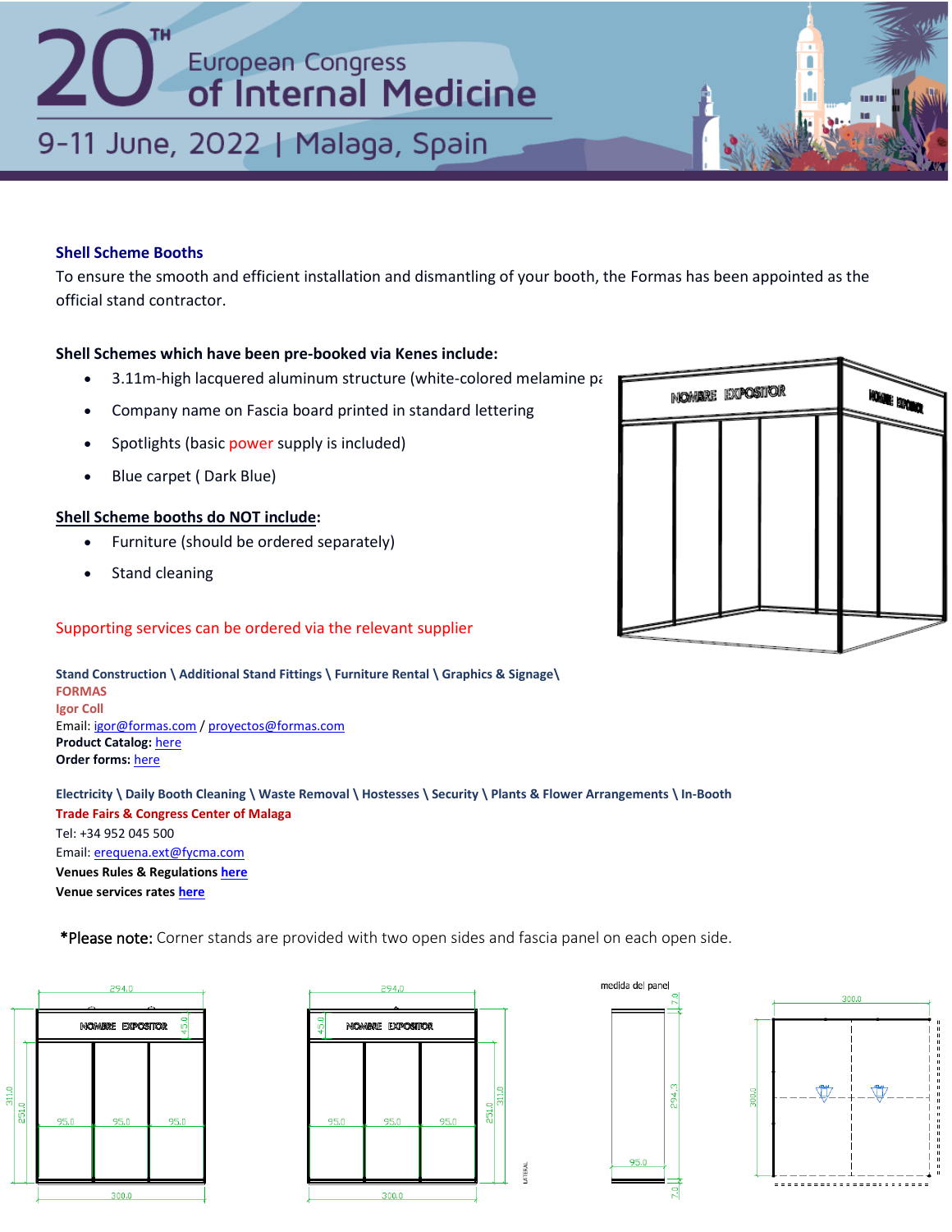# 20TH European Congress of Internal Medicine

9-11 June, 2022 | Malaga, Spain

### Shell Scheme Booths

To ensure the smooth and efficient installation and dismantling of your booth, the Formas has been appointed as the official stand contractor.

**Shell Schemes which have been pre-booked via Kenes include:**

- 3.11m-high lacquered aluminum structure (white-colored melamine pa
- Company name on Fascia board printed in standard lettering
- Spotlights (basic power supply is included)
- Blue carpet ( Dark Blue)

**Shell Scheme booths do NOT include:**

- Furniture (should be ordered separately)
- Stand cleaning

Supporting services can be ordered via the relevant supplier

**Stand Construction \ Additional Stand Fittings \ Furniture Rental \ Graphics & Signage\**
**FORMAS**
**Igor Coll**
Email: igor@formas.com / proyectos@formas.com
**Product Catalog:** here
**Order forms:** here

**Electricity \ Daily Booth Cleaning \ Waste Removal \ Hostesses \ Security \ Plants & Flower Arrangements \ In-Booth**
**Trade Fairs & Congress Center of Malaga**
Tel: +34 952 045 500
Email: erequena.ext@fycma.com
**Venues Rules & Regulations** here
**Venue services rates** here

*Please note: Corner stands are provided with two open sides and fascia panel on each open side.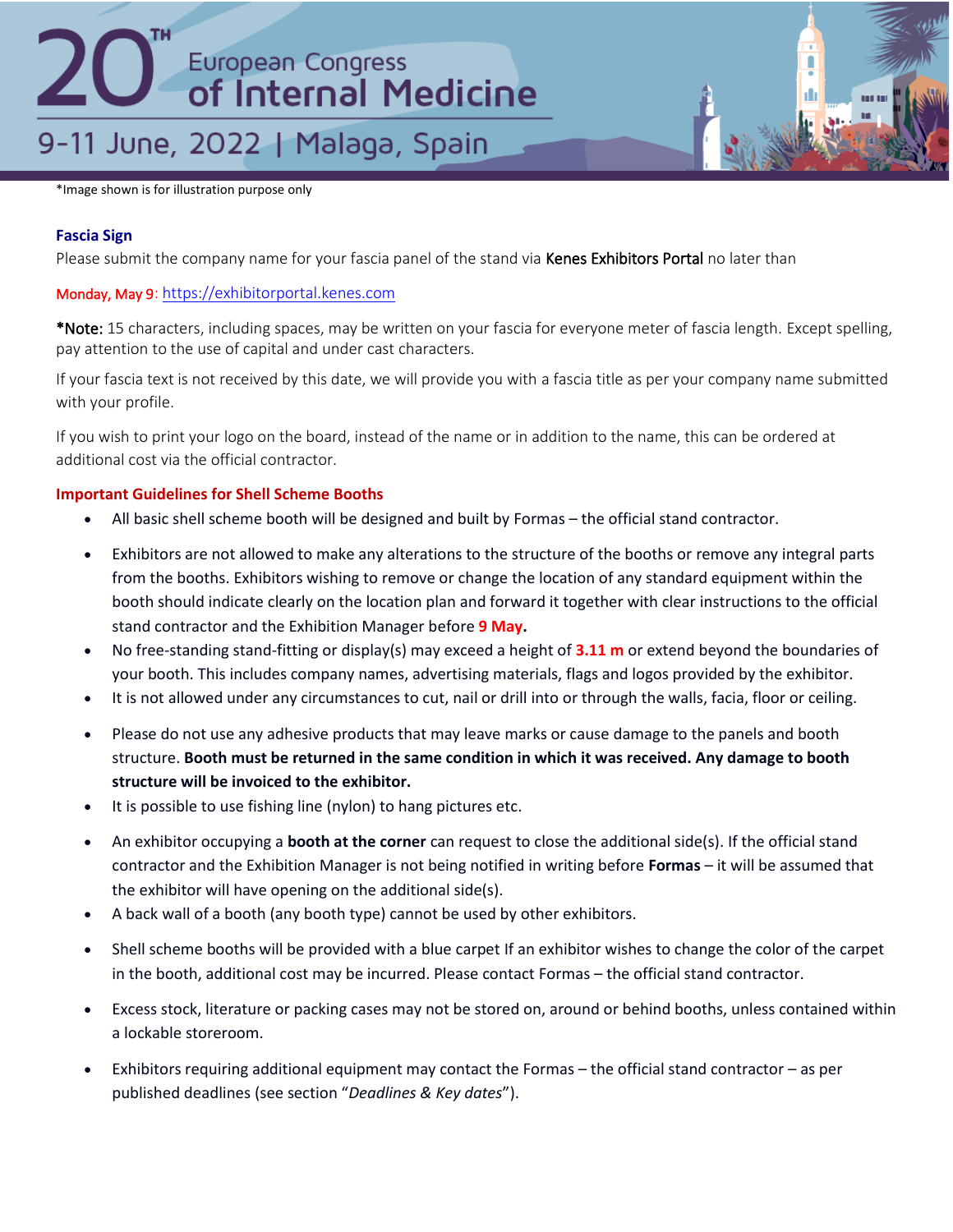*Image shown is for illustration purpose only

### Fascia Sign

Please submit the company name for your fascia panel of the stand via Kenes Exhibitors Portal no later than

Monday, May 9: https://exhibitorportal.kenes.com

***Note:** 15 characters, including spaces, may be written on your fascia for everyone meter of fascia length. Except spelling, pay attention to the use of capital and under cast characters.

If your fascia text is not received by this date, we will provide you with a fascia title as per your company name submitted with your profile.

If you wish to print your logo on the board, instead of the name or in addition to the name, this can be ordered at additional cost via the official contractor.

### Important Guidelines for Shell Scheme Booths

- All basic shell scheme booth will be designed and built by Formas – the official stand contractor.
- Exhibitors are not allowed to make any alterations to the structure of the booths or remove any integral parts from the booths. Exhibitors wishing to remove or change the location of any standard equipment within the booth should indicate clearly on the location plan and forward it together with clear instructions to the official stand contractor and the Exhibition Manager before **9 May.**
- No free-standing stand-fitting or display(s) may exceed a height of **3.11 m** or extend beyond the boundaries of your booth. This includes company names, advertising materials, flags and logos provided by the exhibitor.
- It is not allowed under any circumstances to cut, nail or drill into or through the walls, facia, floor or ceiling.
- Please do not use any adhesive products that may leave marks or cause damage to the panels and booth structure. **Booth must be returned in the same condition in which it was received. Any damage to booth structure will be invoiced to the exhibitor.**
- It is possible to use fishing line (nylon) to hang pictures etc.
- An exhibitor occupying a **booth at the corner** can request to close the additional side(s). If the official stand contractor and the Exhibition Manager is not being notified in writing before **Formas** – it will be assumed that the exhibitor will have opening on the additional side(s).
- A back wall of a booth (any booth type) cannot be used by other exhibitors.
- Shell scheme booths will be provided with a blue carpet If an exhibitor wishes to change the color of the carpet in the booth, additional cost may be incurred. Please contact Formas – the official stand contractor.
- Excess stock, literature or packing cases may not be stored on, around or behind booths, unless contained within a lockable storeroom.
- Exhibitors requiring additional equipment may contact the Formas – the official stand contractor – as per published deadlines (see section "*Deadlines & Key dates*").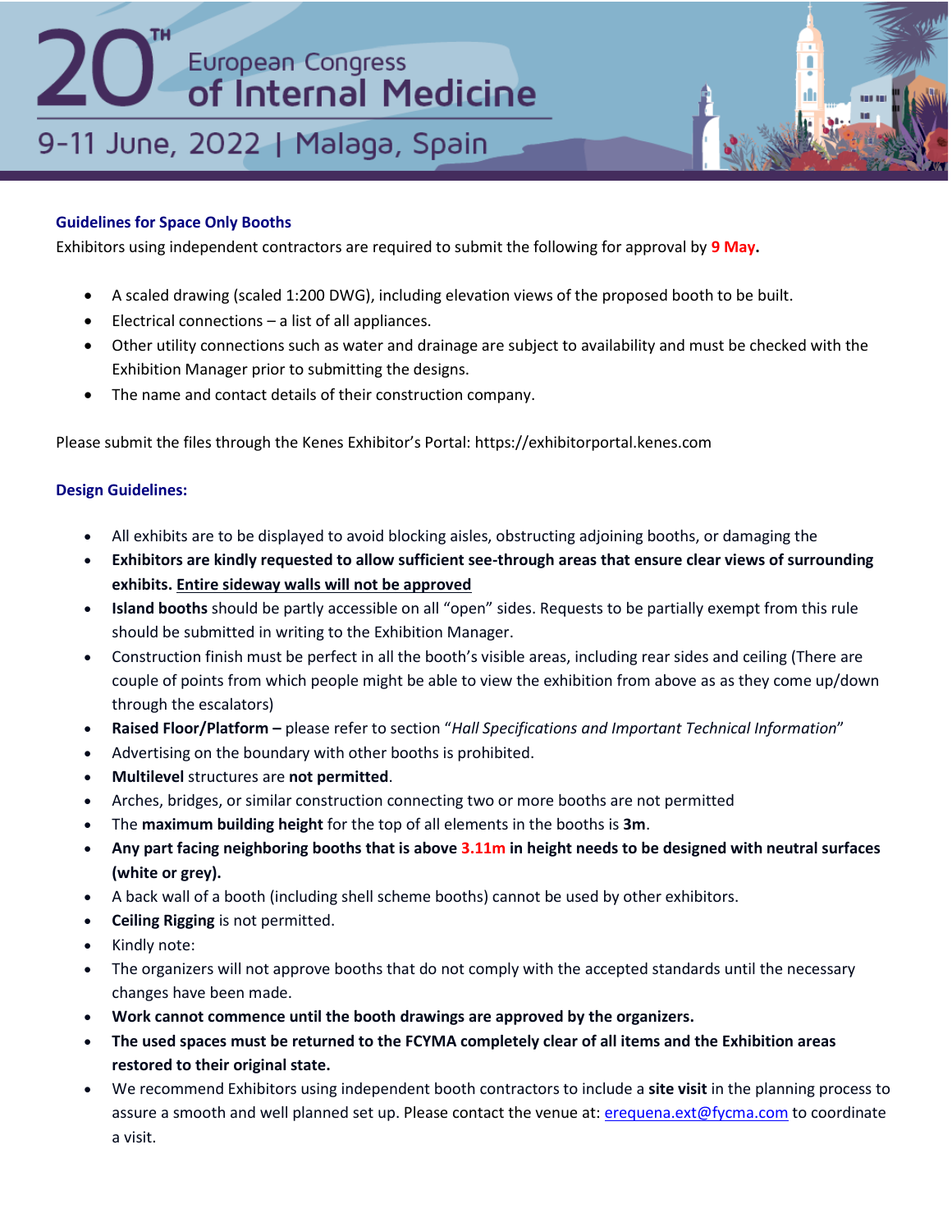**Guidelines for Space Only Booths**

Exhibitors using independent contractors are required to submit the following for approval by **9 May.**

- A scaled drawing (scaled 1:200 DWG), including elevation views of the proposed booth to be built.
- Electrical connections – a list of all appliances.
- Other utility connections such as water and drainage are subject to availability and must be checked with the Exhibition Manager prior to submitting the designs.
- The name and contact details of their construction company.

Please submit the files through the Kenes Exhibitor's Portal: https://exhibitorportal.kenes.com

**Design Guidelines:**

- All exhibits are to be displayed to avoid blocking aisles, obstructing adjoining booths, or damaging the
- **Exhibitors are kindly requested to allow sufficient see-through areas that ensure clear views of surrounding exhibits. <u>Entire sideway walls will not be approved</u>**
- **Island booths** should be partly accessible on all "open" sides. Requests to be partially exempt from this rule should be submitted in writing to the Exhibition Manager.
- Construction finish must be perfect in all the booth's visible areas, including rear sides and ceiling (There are couple of points from which people might be able to view the exhibition from above as as they come up/down through the escalators)
- **Raised Floor/Platform –** please refer to section "*Hall Specifications and Important Technical Information*"
- Advertising on the boundary with other booths is prohibited.
- **Multilevel** structures are **not permitted**.
- Arches, bridges, or similar construction connecting two or more booths are not permitted
- The **maximum building height** for the top of all elements in the booths is **3m**.
- **Any part facing neighboring booths that is above 3.11m in height needs to be designed with neutral surfaces (white or grey).**
- A back wall of a booth (including shell scheme booths) cannot be used by other exhibitors.
- **Ceiling Rigging** is not permitted.
- Kindly note:
- The organizers will not approve booths that do not comply with the accepted standards until the necessary changes have been made.
- **Work cannot commence until the booth drawings are approved by the organizers.**
- **The used spaces must be returned to the FCYMA completely clear of all items and the Exhibition areas restored to their original state.**
- We recommend Exhibitors using independent booth contractors to include a **site visit** in the planning process to assure a smooth and well planned set up. Please contact the venue at: erequena.ext@fycma.com to coordinate a visit.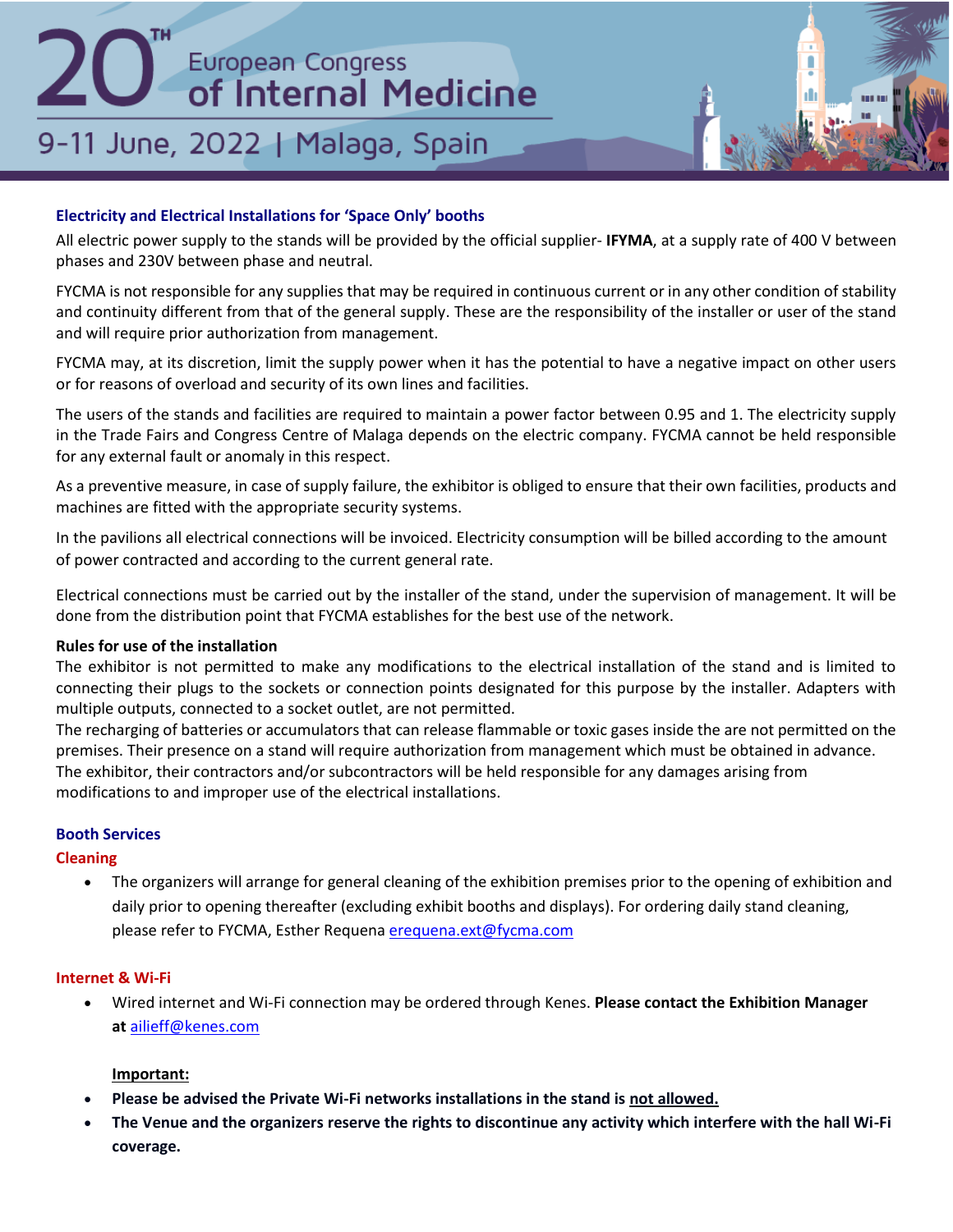### Electricity and Electrical Installations for 'Space Only' booths

All electric power supply to the stands will be provided by the official supplier- **IFYMA**, at a supply rate of 400 V between phases and 230V between phase and neutral.

FYCMA is not responsible for any supplies that may be required in continuous current or in any other condition of stability and continuity different from that of the general supply. These are the responsibility of the installer or user of the stand and will require prior authorization from management.

FYCMA may, at its discretion, limit the supply power when it has the potential to have a negative impact on other users or for reasons of overload and security of its own lines and facilities.

The users of the stands and facilities are required to maintain a power factor between 0.95 and 1. The electricity supply in the Trade Fairs and Congress Centre of Malaga depends on the electric company. FYCMA cannot be held responsible for any external fault or anomaly in this respect.

As a preventive measure, in case of supply failure, the exhibitor is obliged to ensure that their own facilities, products and machines are fitted with the appropriate security systems.

In the pavilions all electrical connections will be invoiced. Electricity consumption will be billed according to the amount of power contracted and according to the current general rate.

Electrical connections must be carried out by the installer of the stand, under the supervision of management. It will be done from the distribution point that FYCMA establishes for the best use of the network.

**Rules for use of the installation**

The exhibitor is not permitted to make any modifications to the electrical installation of the stand and is limited to connecting their plugs to the sockets or connection points designated for this purpose by the installer. Adapters with multiple outputs, connected to a socket outlet, are not permitted.

The recharging of batteries or accumulators that can release flammable or toxic gases inside the are not permitted on the premises. Their presence on a stand will require authorization from management which must be obtained in advance.

The exhibitor, their contractors and/or subcontractors will be held responsible for any damages arising from modifications to and improper use of the electrical installations.

### Booth Services

#### Cleaning

- The organizers will arrange for general cleaning of the exhibition premises prior to the opening of exhibition and daily prior to opening thereafter (excluding exhibit booths and displays). For ordering daily stand cleaning, please refer to FYCMA, Esther Requena erequena.ext@fycma.com

#### Internet & Wi-Fi

- Wired internet and Wi-Fi connection may be ordered through Kenes. **Please contact the Exhibition Manager at** ailieff@kenes.com

**Important:**

- **Please be advised the Private Wi-Fi networks installations in the stand is not allowed.**
- **The Venue and the organizers reserve the rights to discontinue any activity which interfere with the hall Wi-Fi coverage.**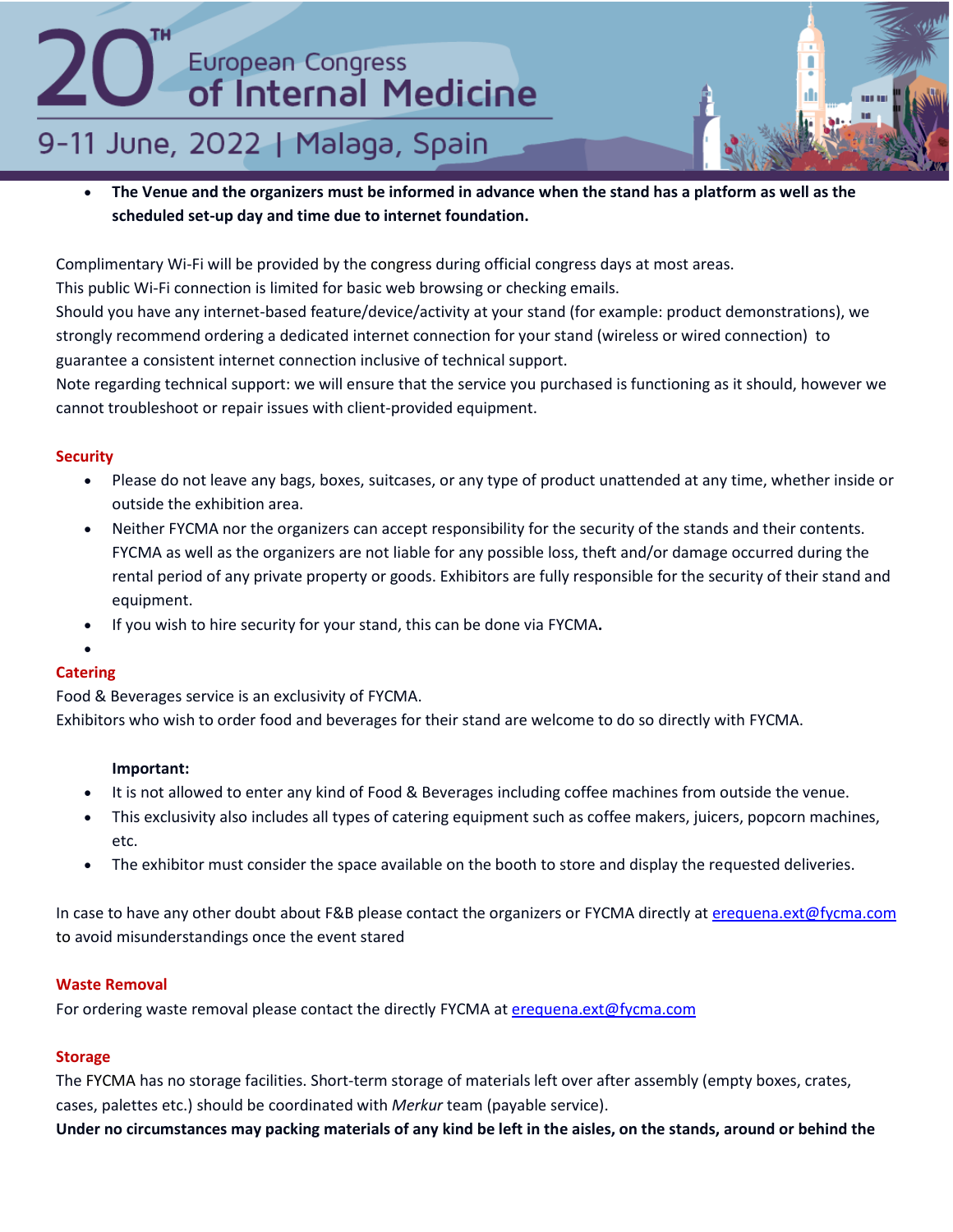- **The Venue and the organizers must be informed in advance when the stand has a platform as well as the scheduled set-up day and time due to internet foundation.**

Complimentary Wi-Fi will be provided by the congress during official congress days at most areas.
This public Wi-Fi connection is limited for basic web browsing or checking emails.
Should you have any internet-based feature/device/activity at your stand (for example: product demonstrations), we strongly recommend ordering a dedicated internet connection for your stand (wireless or wired connection) to guarantee a consistent internet connection inclusive of technical support.
Note regarding technical support: we will ensure that the service you purchased is functioning as it should, however we cannot troubleshoot or repair issues with client-provided equipment.

## Security

- Please do not leave any bags, boxes, suitcases, or any type of product unattended at any time, whether inside or outside the exhibition area.
- Neither FYCMA nor the organizers can accept responsibility for the security of the stands and their contents. FYCMA as well as the organizers are not liable for any possible loss, theft and/or damage occurred during the rental period of any private property or goods. Exhibitors are fully responsible for the security of their stand and equipment.
- If you wish to hire security for your stand, this can be done via FYCMA**.**

## Catering

Food & Beverages service is an exclusivity of FYCMA.
Exhibitors who wish to order food and beverages for their stand are welcome to do so directly with FYCMA.

**Important:**

- It is not allowed to enter any kind of Food & Beverages including coffee machines from outside the venue.
- This exclusivity also includes all types of catering equipment such as coffee makers, juicers, popcorn machines, etc.
- The exhibitor must consider the space available on the booth to store and display the requested deliveries.

In case to have any other doubt about F&B please contact the organizers or FYCMA directly at erequena.ext@fycma.com to avoid misunderstandings once the event stared

## Waste Removal

For ordering waste removal please contact the directly FYCMA at erequena.ext@fycma.com

## Storage

The FYCMA has no storage facilities. Short-term storage of materials left over after assembly (empty boxes, crates, cases, palettes etc.) should be coordinated with *Merkur* team (payable service).
**Under no circumstances may packing materials of any kind be left in the aisles, on the stands, around or behind the**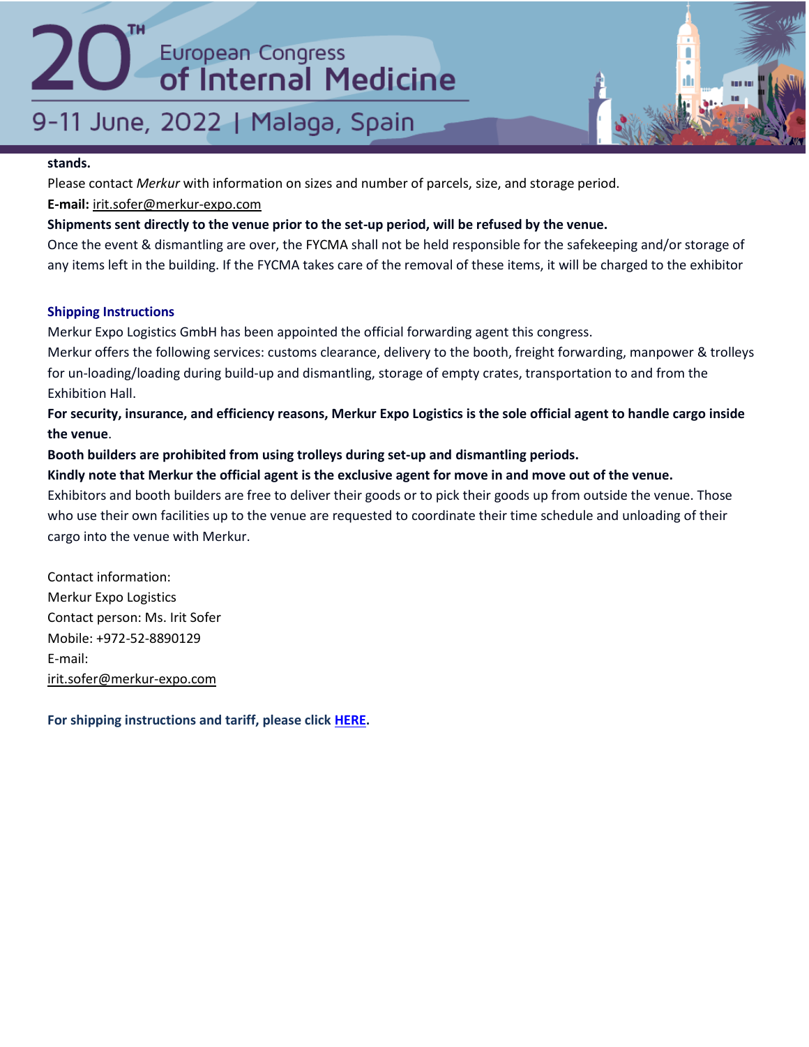**stands.**

Please contact *Merkur* with information on sizes and number of parcels, size, and storage period.

**E-mail:** irit.sofer@merkur-expo.com

**Shipments sent directly to the venue prior to the set-up period, will be refused by the venue.**

Once the event & dismantling are over, the FYCMA shall not be held responsible for the safekeeping and/or storage of any items left in the building. If the FYCMA takes care of the removal of these items, it will be charged to the exhibitor

### Shipping Instructions

Merkur Expo Logistics GmbH has been appointed the official forwarding agent this congress.

Merkur offers the following services: customs clearance, delivery to the booth, freight forwarding, manpower & trolleys for un-loading/loading during build-up and dismantling, storage of empty crates, transportation to and from the Exhibition Hall.

**For security, insurance, and efficiency reasons, Merkur Expo Logistics is the sole official agent to handle cargo inside the venue**.

**Booth builders are prohibited from using trolleys during set-up and dismantling periods.**

**Kindly note that Merkur the official agent is the exclusive agent for move in and move out of the venue.**

Exhibitors and booth builders are free to deliver their goods or to pick their goods up from outside the venue. Those who use their own facilities up to the venue are requested to coordinate their time schedule and unloading of their cargo into the venue with Merkur.

Contact information:
Merkur Expo Logistics
Contact person: Ms. Irit Sofer
Mobile: +972-52-8890129
E-mail:
irit.sofer@merkur-expo.com

**For shipping instructions and tariff, please click HERE.**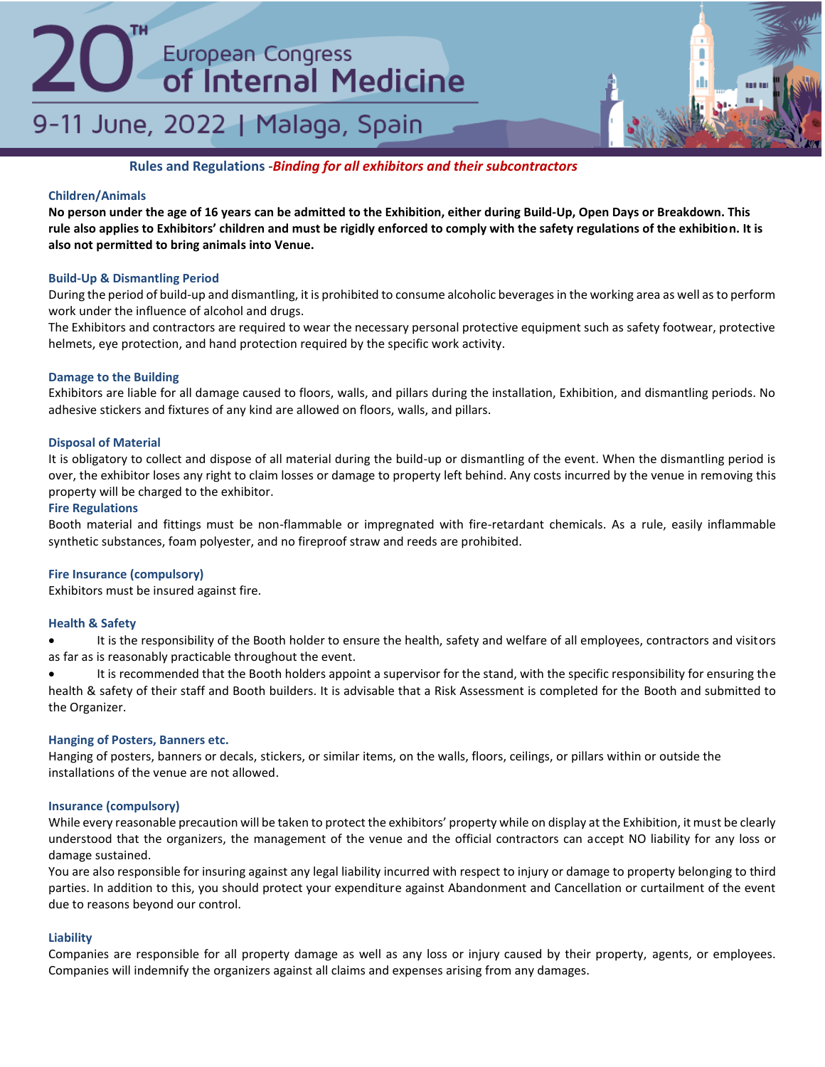## Rules and Regulations -*Binding for all exhibitors and their subcontractors*

### Children/Animals

**No person under the age of 16 years can be admitted to the Exhibition, either during Build-Up, Open Days or Breakdown. This rule also applies to Exhibitors' children and must be rigidly enforced to comply with the safety regulations of the exhibition. It is also not permitted to bring animals into Venue.**

### Build-Up & Dismantling Period

During the period of build-up and dismantling, it is prohibited to consume alcoholic beverages in the working area as well as to perform work under the influence of alcohol and drugs.

The Exhibitors and contractors are required to wear the necessary personal protective equipment such as safety footwear, protective helmets, eye protection, and hand protection required by the specific work activity.

### Damage to the Building

Exhibitors are liable for all damage caused to floors, walls, and pillars during the installation, Exhibition, and dismantling periods. No adhesive stickers and fixtures of any kind are allowed on floors, walls, and pillars.

### Disposal of Material

It is obligatory to collect and dispose of all material during the build-up or dismantling of the event. When the dismantling period is over, the exhibitor loses any right to claim losses or damage to property left behind. Any costs incurred by the venue in removing this property will be charged to the exhibitor.

### Fire Regulations

Booth material and fittings must be non-flammable or impregnated with fire-retardant chemicals. As a rule, easily inflammable synthetic substances, foam polyester, and no fireproof straw and reeds are prohibited.

### Fire Insurance (compulsory)

Exhibitors must be insured against fire.

### Health & Safety

- It is the responsibility of the Booth holder to ensure the health, safety and welfare of all employees, contractors and visitors as far as is reasonably practicable throughout the event.
- It is recommended that the Booth holders appoint a supervisor for the stand, with the specific responsibility for ensuring the health & safety of their staff and Booth builders. It is advisable that a Risk Assessment is completed for the Booth and submitted to the Organizer.

### Hanging of Posters, Banners etc.

Hanging of posters, banners or decals, stickers, or similar items, on the walls, floors, ceilings, or pillars within or outside the installations of the venue are not allowed.

### Insurance (compulsory)

While every reasonable precaution will be taken to protect the exhibitors' property while on display at the Exhibition, it must be clearly understood that the organizers, the management of the venue and the official contractors can accept NO liability for any loss or damage sustained.

You are also responsible for insuring against any legal liability incurred with respect to injury or damage to property belonging to third parties. In addition to this, you should protect your expenditure against Abandonment and Cancellation or curtailment of the event due to reasons beyond our control.

### Liability

Companies are responsible for all property damage as well as any loss or injury caused by their property, agents, or employees. Companies will indemnify the organizers against all claims and expenses arising from any damages.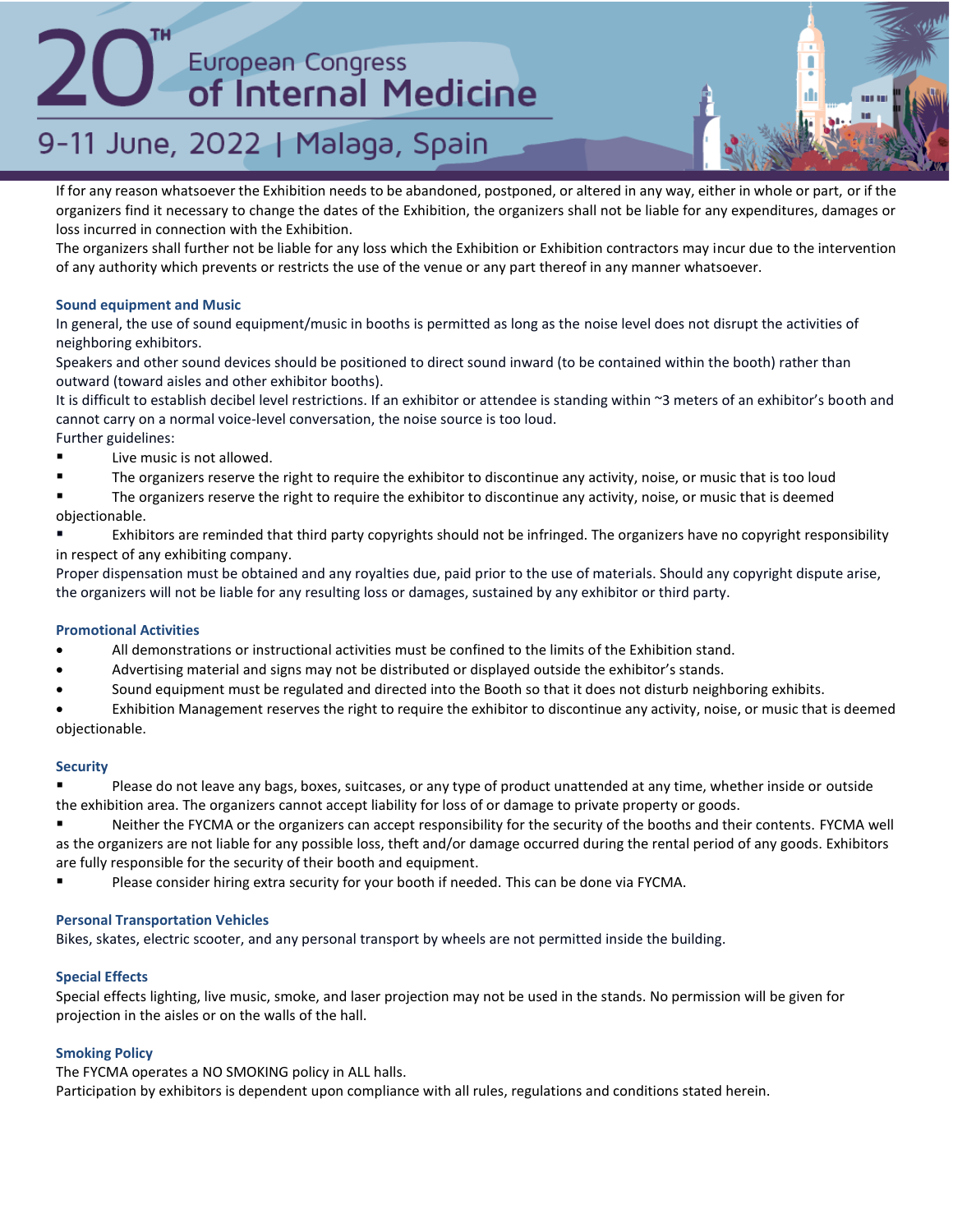If for any reason whatsoever the Exhibition needs to be abandoned, postponed, or altered in any way, either in whole or part, or if the organizers find it necessary to change the dates of the Exhibition, the organizers shall not be liable for any expenditures, damages or loss incurred in connection with the Exhibition.

The organizers shall further not be liable for any loss which the Exhibition or Exhibition contractors may incur due to the intervention of any authority which prevents or restricts the use of the venue or any part thereof in any manner whatsoever.

### Sound equipment and Music

In general, the use of sound equipment/music in booths is permitted as long as the noise level does not disrupt the activities of neighboring exhibitors.

Speakers and other sound devices should be positioned to direct sound inward (to be contained within the booth) rather than outward (toward aisles and other exhibitor booths).

It is difficult to establish decibel level restrictions. If an exhibitor or attendee is standing within ~3 meters of an exhibitor's booth and cannot carry on a normal voice-level conversation, the noise source is too loud.

Further guidelines:

- Live music is not allowed.
- The organizers reserve the right to require the exhibitor to discontinue any activity, noise, or music that is too loud
- The organizers reserve the right to require the exhibitor to discontinue any activity, noise, or music that is deemed objectionable.
- Exhibitors are reminded that third party copyrights should not be infringed. The organizers have no copyright responsibility in respect of any exhibiting company.

Proper dispensation must be obtained and any royalties due, paid prior to the use of materials. Should any copyright dispute arise, the organizers will not be liable for any resulting loss or damages, sustained by any exhibitor or third party.

### Promotional Activities

- All demonstrations or instructional activities must be confined to the limits of the Exhibition stand.
- Advertising material and signs may not be distributed or displayed outside the exhibitor's stands.
- Sound equipment must be regulated and directed into the Booth so that it does not disturb neighboring exhibits.
- Exhibition Management reserves the right to require the exhibitor to discontinue any activity, noise, or music that is deemed objectionable.

### Security

- Please do not leave any bags, boxes, suitcases, or any type of product unattended at any time, whether inside or outside the exhibition area. The organizers cannot accept liability for loss of or damage to private property or goods.
- Neither the FYCMA or the organizers can accept responsibility for the security of the booths and their contents. FYCMA well as the organizers are not liable for any possible loss, theft and/or damage occurred during the rental period of any goods. Exhibitors are fully responsible for the security of their booth and equipment.
- Please consider hiring extra security for your booth if needed. This can be done via FYCMA.

### Personal Transportation Vehicles

Bikes, skates, electric scooter, and any personal transport by wheels are not permitted inside the building.

### Special Effects

Special effects lighting, live music, smoke, and laser projection may not be used in the stands. No permission will be given for projection in the aisles or on the walls of the hall.

### Smoking Policy

The FYCMA operates a NO SMOKING policy in ALL halls.

Participation by exhibitors is dependent upon compliance with all rules, regulations and conditions stated herein.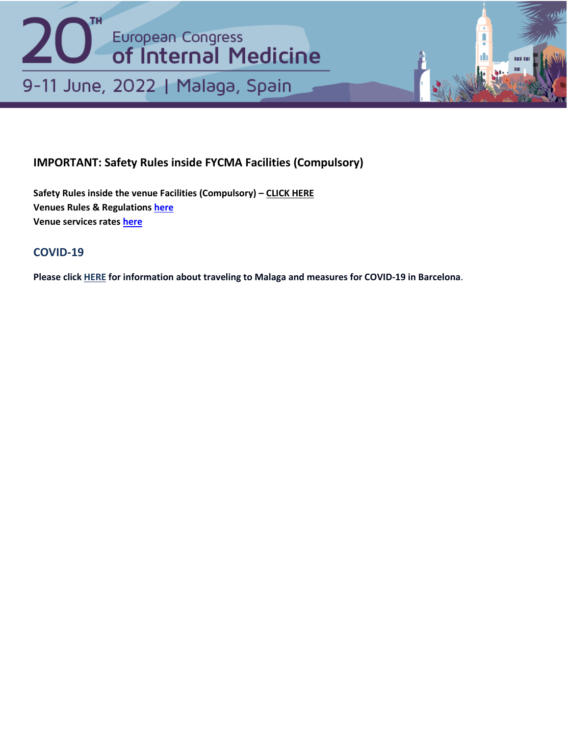## IMPORTANT: Safety Rules inside FYCMA Facilities (Compulsory)

**Safety Rules inside the venue Facilities (Compulsory) – CLICK HERE**
**Venues Rules & Regulations here**
**Venue services rates here**

## COVID-19

**Please click HERE for information about traveling to Malaga and measures for COVID-19 in Barcelona**.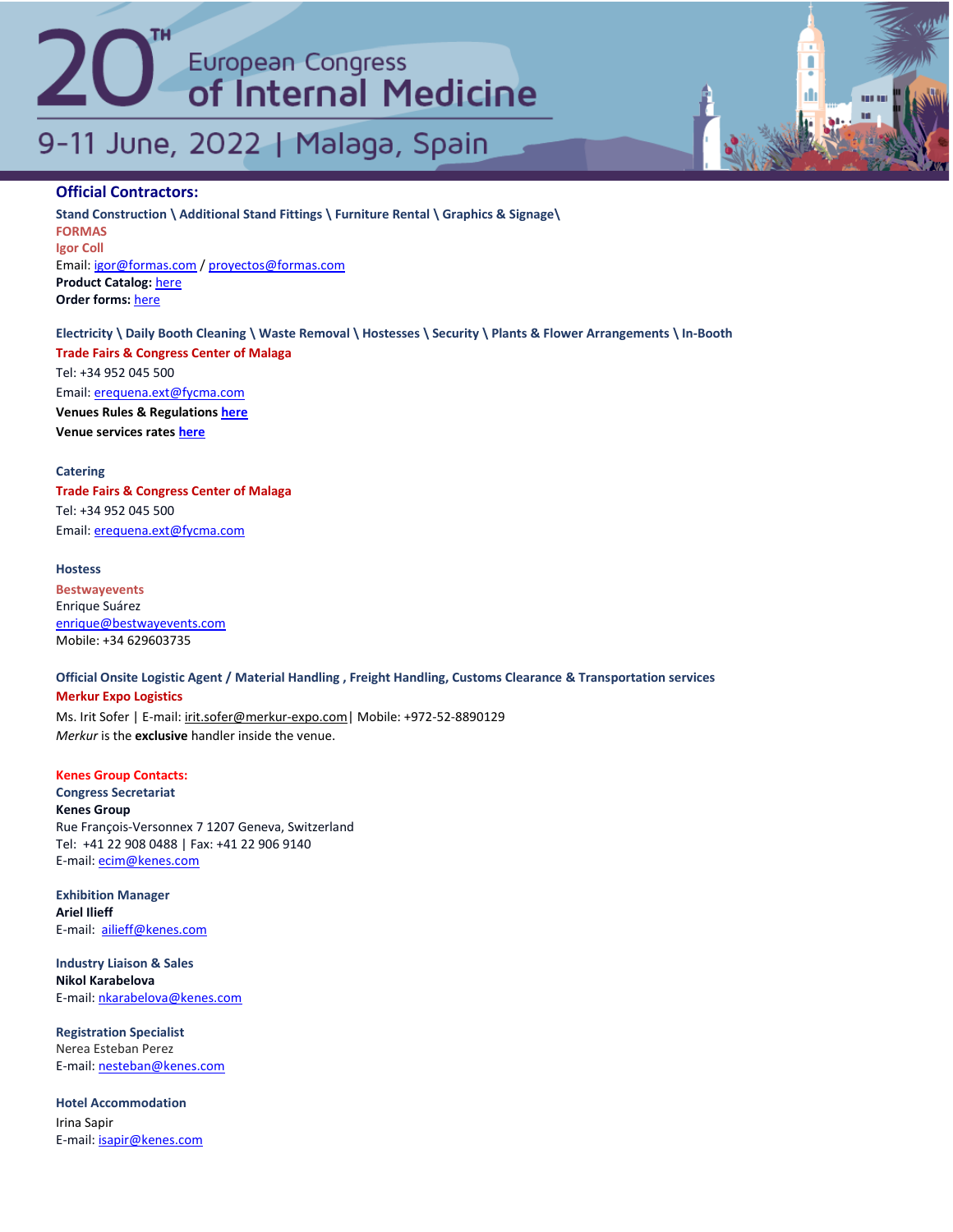# 20TH European Congress of Internal Medicine

## 9-11 June, 2022 | Malaga, Spain

## Official Contractors:

**Stand Construction \ Additional Stand Fittings \ Furniture Rental \ Graphics & Signage\**

**FORMAS**

**Igor Coll**

Email: igor@formas.com / proyectos@formas.com

**Product Catalog:** here

**Order forms:** here

**Electricity \ Daily Booth Cleaning \ Waste Removal \ Hostesses \ Security \ Plants & Flower Arrangements \ In-Booth**

**Trade Fairs & Congress Center of Malaga**

Tel: +34 952 045 500

Email: erequena.ext@fycma.com

**Venues Rules & Regulations here**

**Venue services rates here**

**Catering**

**Trade Fairs & Congress Center of Malaga**

Tel: +34 952 045 500

Email: erequena.ext@fycma.com

**Hostess**

**Bestwayevents**

Enrique Suárez

enrique@bestwayevents.com

Mobile: +34 629603735

**Official Onsite Logistic Agent / Material Handling , Freight Handling, Customs Clearance & Transportation services**

**Merkur Expo Logistics**

Ms. Irit Sofer | E-mail: irit.sofer@merkur-expo.com| Mobile: +972-52-8890129

*Merkur* is the **exclusive** handler inside the venue.

**Kenes Group Contacts:**

**Congress Secretariat**

**Kenes Group**

Rue François-Versonnex 7 1207 Geneva, Switzerland

Tel: +41 22 908 0488 | Fax: +41 22 906 9140

E-mail: ecim@kenes.com

**Exhibition Manager**

**Ariel Ilieff**

E-mail: ailieff@kenes.com

**Industry Liaison & Sales**

**Nikol Karabelova**

E-mail: nkarabelova@kenes.com

**Registration Specialist**

Nerea Esteban Perez

E-mail: nesteban@kenes.com

**Hotel Accommodation**

Irina Sapir

E-mail: isapir@kenes.com